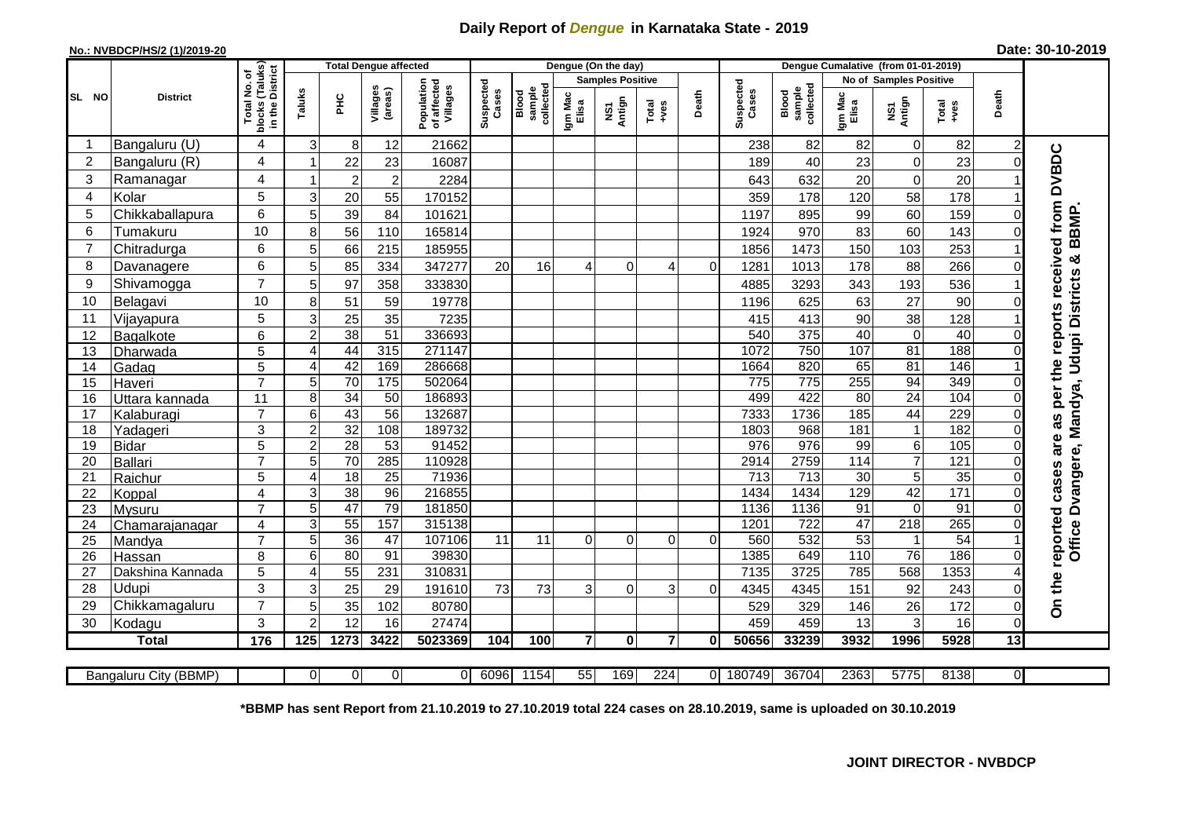# Daily Report of *Dengue* in Karnataka State - 2019

**No.: NVBDCP/HS/2 (1)/2019-20**

**Date: 30-10-2019**

| SL NO | District | Total No. of blocks (Taluks) in the District | Total Dengue affected | | | | Dengue (On the day) | | | | | | Dengue Cumalative (from 01-01-2019) | | | | | | |
|---|---|---|---|---|---|---|---|---|---|---|---|---|---|---|---|---|---|---|---|
| | | | | | | | | | Samples Positive | | | | | | No of Samples Positive | | | | |
| | | | Taluks | PHC | Villages (areas) | Population of affected Villages | Suspected Cases | Blood sample collected | Igm Mac Elisa | NS1 Antign | Total +ves | Death | Suspected Cases | Blood sample collected | Igm Mac Elisa | NS1 Antign | Total +ves | Death | |
| 1 | Bangaluru (U) | 4 | 3 | 8 | 12 | 21662 | | | | | | | 238 | 82 | 82 | 0 | 82 | 2 | On the reported cases are as per the reports received from DVBDC Office Dvangere, Mandya, Udupi Districts & BBMP. |
| 2 | Bangaluru (R) | 4 | 1 | 22 | 23 | 16087 | | | | | | | 189 | 40 | 23 | 0 | 23 | 0 | |
| 3 | Ramanagar | 4 | 1 | 2 | 2 | 2284 | | | | | | | 643 | 632 | 20 | 0 | 20 | 1 | |
| 4 | Kolar | 5 | 3 | 20 | 55 | 170152 | | | | | | | 359 | 178 | 120 | 58 | 178 | 1 | |
| 5 | Chikkaballapura | 6 | 5 | 39 | 84 | 101621 | | | | | | | 1197 | 895 | 99 | 60 | 159 | 0 | |
| 6 | Tumakuru | 10 | 8 | 56 | 110 | 165814 | | | | | | | 1924 | 970 | 83 | 60 | 143 | 0 | |
| 7 | Chitradurga | 6 | 5 | 66 | 215 | 185955 | | | | | | | 1856 | 1473 | 150 | 103 | 253 | 1 | |
| 8 | Davanagere | 6 | 5 | 85 | 334 | 347277 | 20 | 16 | 4 | 0 | 4 | 0 | 1281 | 1013 | 178 | 88 | 266 | 0 | |
| 9 | Shivamogga | 7 | 5 | 97 | 358 | 333830 | | | | | | | 4885 | 3293 | 343 | 193 | 536 | 1 | |
| 10 | Belagavi | 10 | 8 | 51 | 59 | 19778 | | | | | | | 1196 | 625 | 63 | 27 | 90 | 0 | |
| 11 | Vijayapura | 5 | 3 | 25 | 35 | 7235 | | | | | | | 415 | 413 | 90 | 38 | 128 | 1 | |
| 12 | Bagalkote | 6 | 2 | 38 | 51 | 336693 | | | | | | | 540 | 375 | 40 | 0 | 40 | 0 | |
| 13 | Dharwada | 5 | 4 | 44 | 315 | 271147 | | | | | | | 1072 | 750 | 107 | 81 | 188 | 0 | |
| 14 | Gadag | 5 | 4 | 42 | 169 | 286668 | | | | | | | 1664 | 820 | 65 | 81 | 146 | 1 | |
| 15 | Haveri | 7 | 5 | 70 | 175 | 502064 | | | | | | | 775 | 775 | 255 | 94 | 349 | 0 | |
| 16 | Uttara kannada | 11 | 8 | 34 | 50 | 186893 | | | | | | | 499 | 422 | 80 | 24 | 104 | 0 | |
| 17 | Kalaburagi | 7 | 6 | 43 | 56 | 132687 | | | | | | | 7333 | 1736 | 185 | 44 | 229 | 0 | |
| 18 | Yadageri | 3 | 2 | 32 | 108 | 189732 | | | | | | | 1803 | 968 | 181 | 1 | 182 | 0 | |
| 19 | Bidar | 5 | 2 | 28 | 53 | 91452 | | | | | | | 976 | 976 | 99 | 6 | 105 | 0 | |
| 20 | Ballari | 7 | 5 | 70 | 285 | 110928 | | | | | | | 2914 | 2759 | 114 | 7 | 121 | 0 | |
| 21 | Raichur | 5 | 4 | 18 | 25 | 71936 | | | | | | | 713 | 713 | 30 | 5 | 35 | 0 | |
| 22 | Koppal | 4 | 3 | 38 | 96 | 216855 | | | | | | | 1434 | 1434 | 129 | 42 | 171 | 0 | |
| 23 | Mysuru | 7 | 5 | 47 | 79 | 181850 | | | | | | | 1136 | 1136 | 91 | 0 | 91 | 0 | |
| 24 | Chamarajanagar | 4 | 3 | 55 | 157 | 315138 | | | | | | | 1201 | 722 | 47 | 218 | 265 | 0 | |
| 25 | Mandya | 7 | 5 | 36 | 47 | 107106 | 11 | 11 | 0 | 0 | 0 | 0 | 560 | 532 | 53 | 1 | 54 | 1 | |
| 26 | Hassan | 8 | 6 | 80 | 91 | 39830 | | | | | | | 1385 | 649 | 110 | 76 | 186 | 0 | |
| 27 | Dakshina Kannada | 5 | 4 | 55 | 231 | 310831 | | | | | | | 7135 | 3725 | 785 | 568 | 1353 | 4 | |
| 28 | Udupi | 3 | 3 | 25 | 29 | 191610 | 73 | 73 | 3 | 0 | 3 | 0 | 4345 | 4345 | 151 | 92 | 243 | 0 | |
| 29 | Chikkamagaluru | 7 | 5 | 35 | 102 | 80780 | | | | | | | 529 | 329 | 146 | 26 | 172 | 0 | |
| 30 | Kodagu | 3 | 2 | 12 | 16 | 27474 | | | | | | | 459 | 459 | 13 | 3 | 16 | 0 | |
| **Total** | | **176** | **125** | **1273** | **3422** | **5023369** | **104** | **100** | **7** | **0** | **7** | **0** | **50656** | **33239** | **3932** | **1996** | **5928** | **13** | |

| Bangaluru City (BBMP) | | 0 | 0 | 0 | 0 | 6096 | 1154 | 55 | 169 | 224 | 0 | 180749 | 36704 | 2363 | 5775 | 8138 | 0 |
|---|---|---|---|---|---|---|---|---|---|---|---|---|---|---|---|---|---|

**\*BBMP has sent Report from 21.10.2019 to 27.10.2019 total 224 cases on 28.10.2019, same is uploaded on 30.10.2019**

**JOINT DIRECTOR - NVBDCP**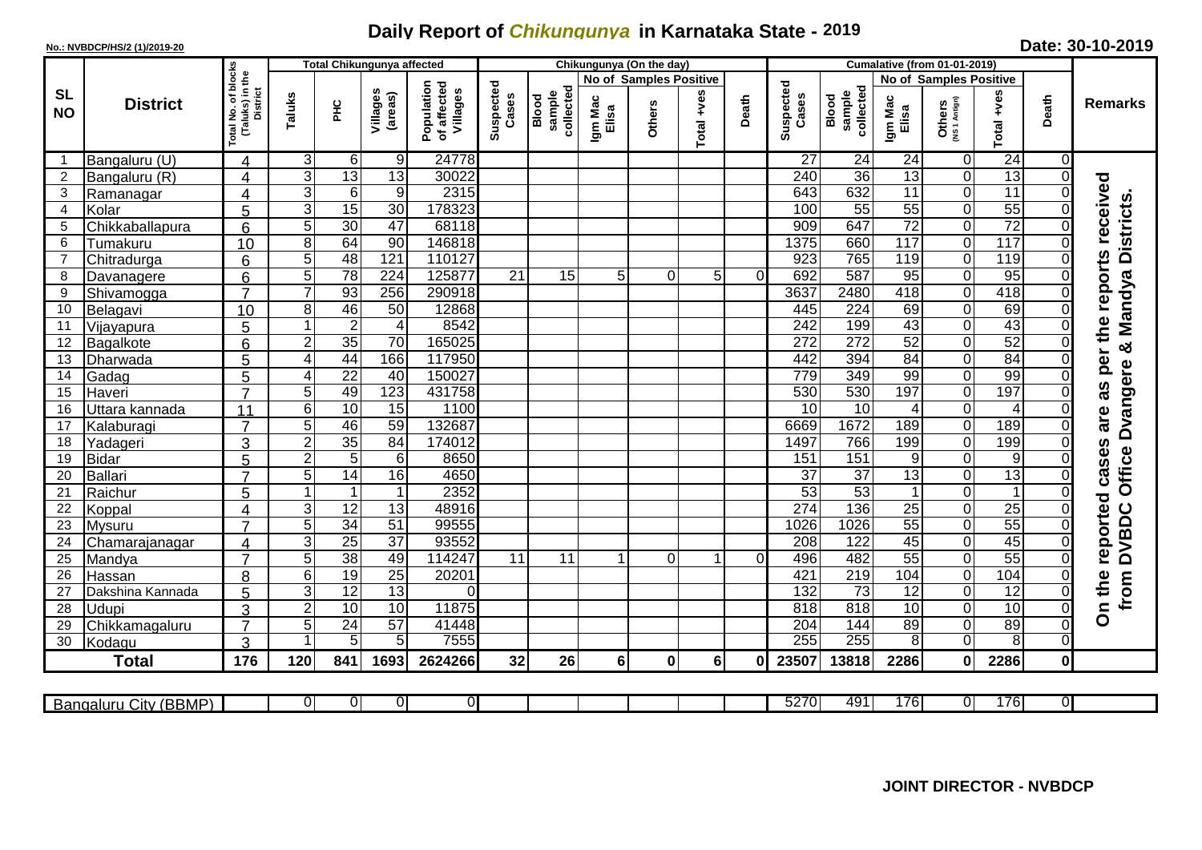# Daily Report of *Chikungunya* in Karnataka State - 2019

**No.: NVBDCP/HS/2 (1)/2019-20**

**Date: 30-10-2019**

| SL NO | District | Total No. of blocks (Taluks) in the District | Total Chikungunya affected | | | | Chikungunya (On the day) | | | | | | | Cumalative (from 01-01-2019) | | | | | | | Remarks |
|---|---|---|---|---|---|---|---|---|---|---|---|---|---|---|---|---|---|---|---|---|---|
| | | | | | | | | | No of Samples Positive | | | | | | | No of Samples Positive | | | | | |
| | | | Taluks | PHC | Villages (areas) | Population of affected Villages | Suspected Cases | Blood sample collected | Igm Mac Elisa | Others | Total +ves | Death | Suspected Cases | Blood sample collected | Igm Mac Elisa | Others (NS1 Antign) | Total +ves | Death | |
| 1 | Bangaluru (U) | 4 | 3 | 6 | 9 | 24778 | | | | | | | 27 | 24 | 24 | 0 | 24 | 0 | On the reported cases are as per the reports received from DVBDC Office Dvangere & Mandya Districts. |
| 2 | Bangaluru (R) | 4 | 3 | 13 | 13 | 30022 | | | | | | | 240 | 36 | 13 | 0 | 13 | 0 | |
| 3 | Ramanagar | 4 | 3 | 6 | 9 | 2315 | | | | | | | 643 | 632 | 11 | 0 | 11 | 0 | |
| 4 | Kolar | 5 | 3 | 15 | 30 | 178323 | | | | | | | 100 | 55 | 55 | 0 | 55 | 0 | |
| 5 | Chikkaballapura | 6 | 5 | 30 | 47 | 68118 | | | | | | | 909 | 647 | 72 | 0 | 72 | 0 | |
| 6 | Tumakuru | 10 | 8 | 64 | 90 | 146818 | | | | | | | 1375 | 660 | 117 | 0 | 117 | 0 | |
| 7 | Chitradurga | 6 | 5 | 48 | 121 | 110127 | | | | | | | 923 | 765 | 119 | 0 | 119 | 0 | |
| 8 | Davanagere | 6 | 5 | 78 | 224 | 125877 | 21 | 15 | 5 | 0 | 5 | 0 | 692 | 587 | 95 | 0 | 95 | 0 | |
| 9 | Shivamogga | 7 | 7 | 93 | 256 | 290918 | | | | | | | 3637 | 2480 | 418 | 0 | 418 | 0 | |
| 10 | Belagavi | 10 | 8 | 46 | 50 | 12868 | | | | | | | 445 | 224 | 69 | 0 | 69 | 0 | |
| 11 | Vijayapura | 5 | 1 | 2 | 4 | 8542 | | | | | | | 242 | 199 | 43 | 0 | 43 | 0 | |
| 12 | Bagalkote | 6 | 2 | 35 | 70 | 165025 | | | | | | | 272 | 272 | 52 | 0 | 52 | 0 | |
| 13 | Dharwada | 5 | 4 | 44 | 166 | 117950 | | | | | | | 442 | 394 | 84 | 0 | 84 | 0 | |
| 14 | Gadag | 5 | 4 | 22 | 40 | 150027 | | | | | | | 779 | 349 | 99 | 0 | 99 | 0 | |
| 15 | Haveri | 7 | 5 | 49 | 123 | 431758 | | | | | | | 530 | 530 | 197 | 0 | 197 | 0 | |
| 16 | Uttara kannada | 11 | 6 | 10 | 15 | 1100 | | | | | | | 10 | 10 | 4 | 0 | 4 | 0 | |
| 17 | Kalaburagi | 7 | 5 | 46 | 59 | 132687 | | | | | | | 6669 | 1672 | 189 | 0 | 189 | 0 | |
| 18 | Yadageri | 3 | 2 | 35 | 84 | 174012 | | | | | | | 1497 | 766 | 199 | 0 | 199 | 0 | |
| 19 | Bidar | 5 | 2 | 5 | 6 | 8650 | | | | | | | 151 | 151 | 9 | 0 | 9 | 0 | |
| 20 | Ballari | 7 | 5 | 14 | 16 | 4650 | | | | | | | 37 | 37 | 13 | 0 | 13 | 0 | |
| 21 | Raichur | 5 | 1 | 1 | 1 | 2352 | | | | | | | 53 | 53 | 1 | 0 | 1 | 0 | |
| 22 | Koppal | 4 | 3 | 12 | 13 | 48916 | | | | | | | 274 | 136 | 25 | 0 | 25 | 0 | |
| 23 | Mysuru | 7 | 5 | 34 | 51 | 99555 | | | | | | | 1026 | 1026 | 55 | 0 | 55 | 0 | |
| 24 | Chamarajanagar | 4 | 3 | 25 | 37 | 93552 | | | | | | | 208 | 122 | 45 | 0 | 45 | 0 | |
| 25 | Mandya | 7 | 5 | 38 | 49 | 114247 | 11 | 11 | 1 | 0 | 1 | 0 | 496 | 482 | 55 | 0 | 55 | 0 | |
| 26 | Hassan | 8 | 6 | 19 | 25 | 20201 | | | | | | | 421 | 219 | 104 | 0 | 104 | 0 | |
| 27 | Dakshina Kannada | 5 | 3 | 12 | 13 | 0 | | | | | | | 132 | 73 | 12 | 0 | 12 | 0 | |
| 28 | Udupi | 3 | 2 | 10 | 10 | 11875 | | | | | | | 818 | 818 | 10 | 0 | 10 | 0 | |
| 29 | Chikkamagaluru | 7 | 5 | 24 | 57 | 41448 | | | | | | | 204 | 144 | 89 | 0 | 89 | 0 | |
| 30 | Kodagu | 3 | 1 | 5 | 5 | 7555 | | | | | | | 255 | 255 | 8 | 0 | 8 | 0 | |
| | **Total** | **176** | **120** | **841** | **1693** | **2624266** | **32** | **26** | **6** | **0** | **6** | **0** | **23507** | **13818** | **2286** | **0** | **2286** | **0** | |

| | | | | | | | | | | | | | | | | | | |
|---|---|---|---|---|---|---|---|---|---|---|---|---|---|---|---|---|---|---|
| Bangaluru City (BBMP) | | 0 | 0 | 0 | 0 | | | | | | | 5270 | 491 | 176 | 0 | 176 | 0 | |

**JOINT DIRECTOR - NVBDCP**